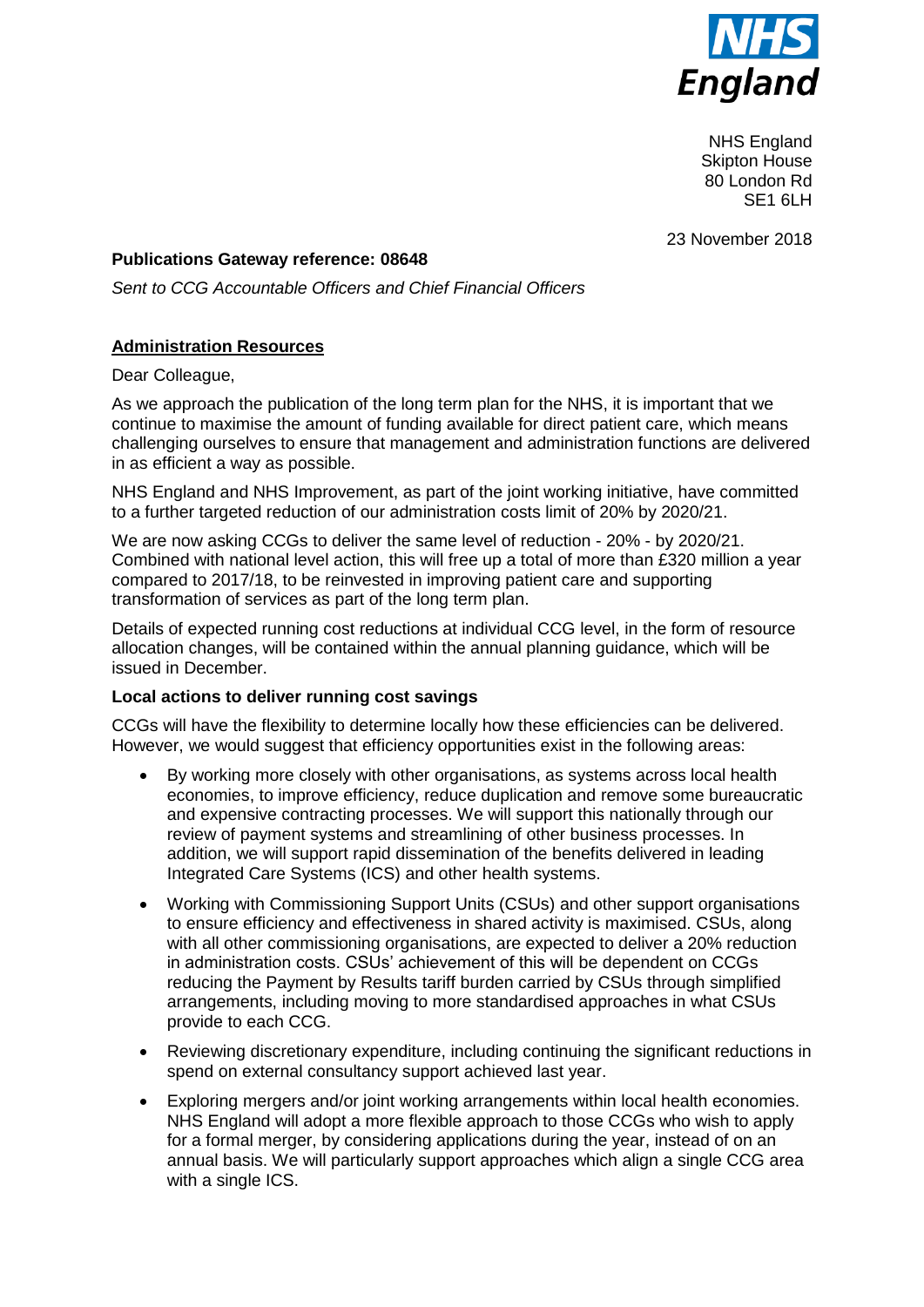NHS England
Skipton House
80 London Rd
SE1 6LH

23 November 2018

**Publications Gateway reference: 08648**

*Sent to CCG Accountable Officers and Chief Financial Officers*

**Administration Resources**

Dear Colleague,

As we approach the publication of the long term plan for the NHS, it is important that we continue to maximise the amount of funding available for direct patient care, which means challenging ourselves to ensure that management and administration functions are delivered in as efficient a way as possible.

NHS England and NHS Improvement, as part of the joint working initiative, have committed to a further targeted reduction of our administration costs limit of 20% by 2020/21.

We are now asking CCGs to deliver the same level of reduction - 20% - by 2020/21. Combined with national level action, this will free up a total of more than £320 million a year compared to 2017/18, to be reinvested in improving patient care and supporting transformation of services as part of the long term plan.

Details of expected running cost reductions at individual CCG level, in the form of resource allocation changes, will be contained within the annual planning guidance, which will be issued in December.

**Local actions to deliver running cost savings**

CCGs will have the flexibility to determine locally how these efficiencies can be delivered. However, we would suggest that efficiency opportunities exist in the following areas:

- By working more closely with other organisations, as systems across local health economies, to improve efficiency, reduce duplication and remove some bureaucratic and expensive contracting processes. We will support this nationally through our review of payment systems and streamlining of other business processes. In addition, we will support rapid dissemination of the benefits delivered in leading Integrated Care Systems (ICS) and other health systems.
- Working with Commissioning Support Units (CSUs) and other support organisations to ensure efficiency and effectiveness in shared activity is maximised. CSUs, along with all other commissioning organisations, are expected to deliver a 20% reduction in administration costs. CSUs' achievement of this will be dependent on CCGs reducing the Payment by Results tariff burden carried by CSUs through simplified arrangements, including moving to more standardised approaches in what CSUs provide to each CCG.
- Reviewing discretionary expenditure, including continuing the significant reductions in spend on external consultancy support achieved last year.
- Exploring mergers and/or joint working arrangements within local health economies. NHS England will adopt a more flexible approach to those CCGs who wish to apply for a formal merger, by considering applications during the year, instead of on an annual basis. We will particularly support approaches which align a single CCG area with a single ICS.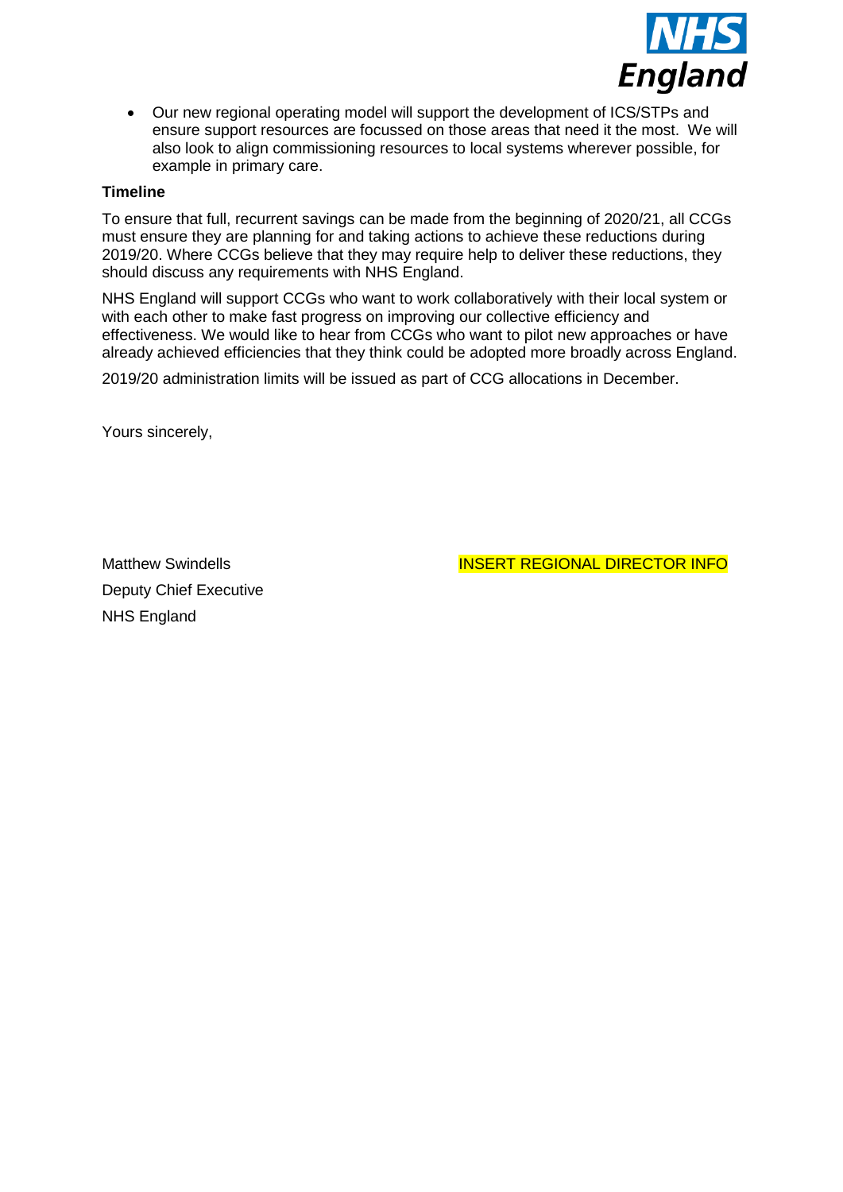- Our new regional operating model will support the development of ICS/STPs and ensure support resources are focussed on those areas that need it the most. We will also look to align commissioning resources to local systems wherever possible, for example in primary care.

**Timeline**

To ensure that full, recurrent savings can be made from the beginning of 2020/21, all CCGs must ensure they are planning for and taking actions to achieve these reductions during 2019/20. Where CCGs believe that they may require help to deliver these reductions, they should discuss any requirements with NHS England.

NHS England will support CCGs who want to work collaboratively with their local system or with each other to make fast progress on improving our collective efficiency and effectiveness. We would like to hear from CCGs who want to pilot new approaches or have already achieved efficiencies that they think could be adopted more broadly across England.

2019/20 administration limits will be issued as part of CCG allocations in December.

Yours sincerely,

Matthew Swindells
Deputy Chief Executive
NHS England

INSERT REGIONAL DIRECTOR INFO